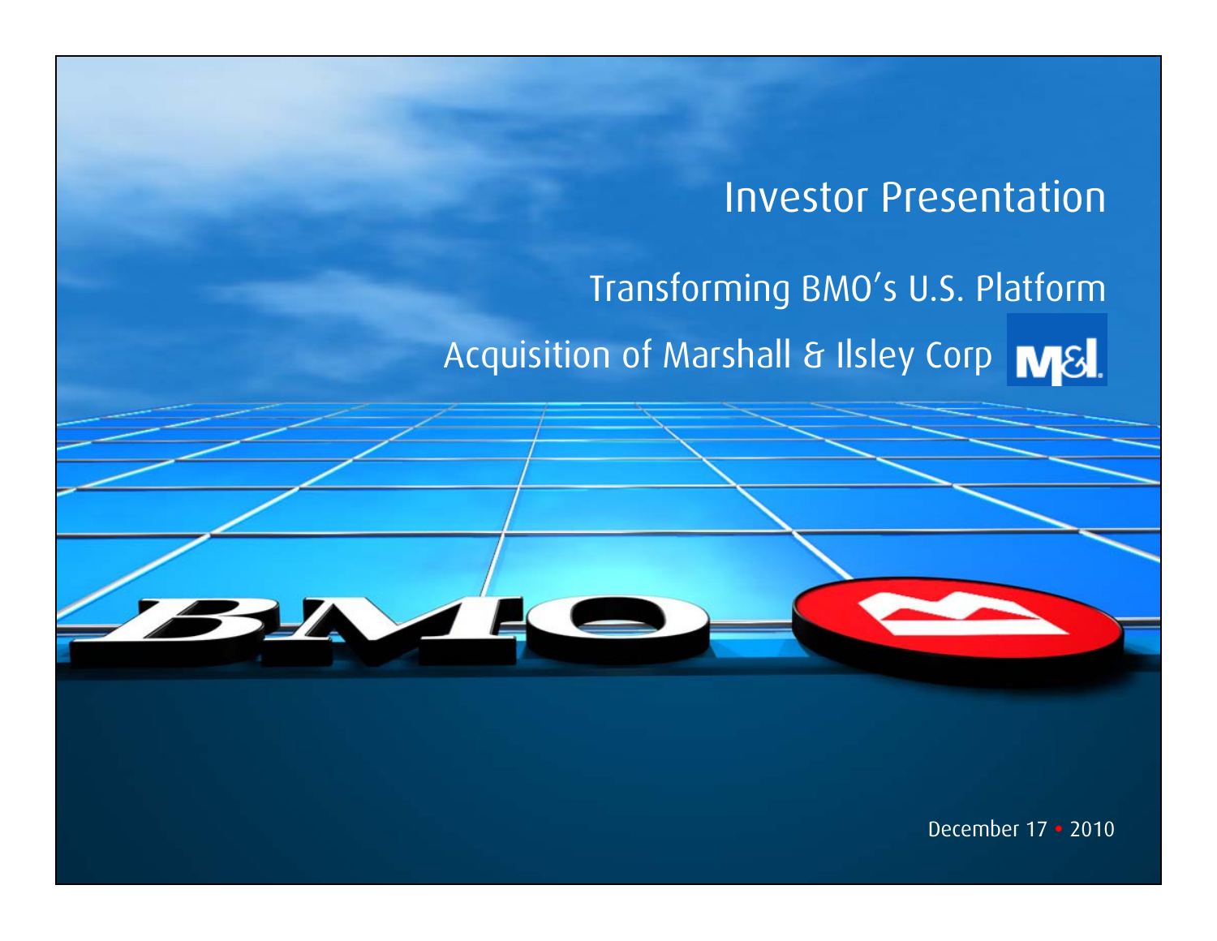# Investor Presentation

## Transforming BMO's U.S. Platform

## Acquisition of Marshall & Ilsley Corp

December 17 • 2010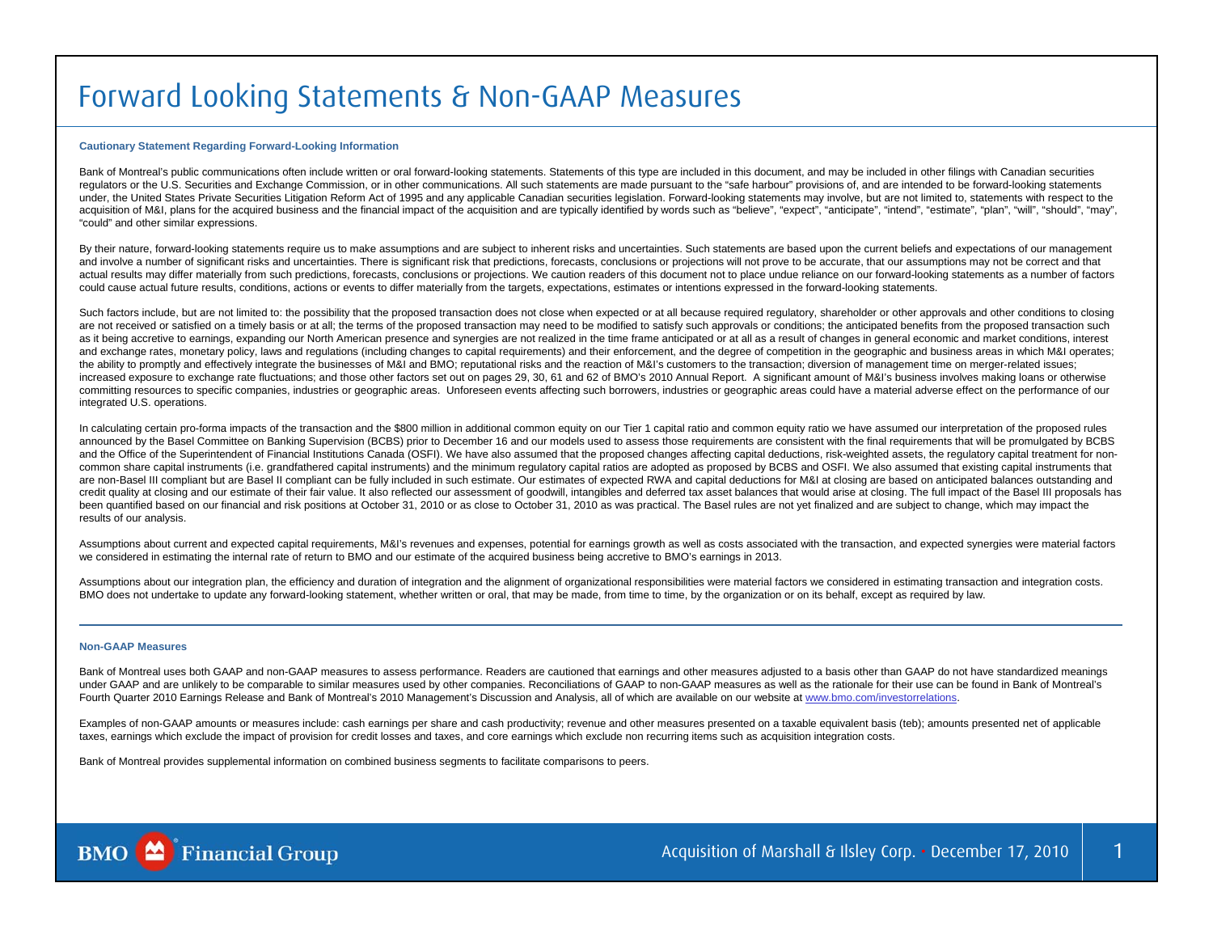# Forward Looking Statements & Non-GAAP Measures

**Cautionary Statement Regarding Forward-Looking Information**

Bank of Montreal's public communications often include written or oral forward-looking statements. Statements of this type are included in this document, and may be included in other filings with Canadian securities regulators or the U.S. Securities and Exchange Commission, or in other communications. All such statements are made pursuant to the "safe harbour" provisions of, and are intended to be forward-looking statements under, the United States Private Securities Litigation Reform Act of 1995 and any applicable Canadian securities legislation. Forward-looking statements may involve, but are not limited to, statements with respect to the acquisition of M&I, plans for the acquired business and the financial impact of the acquisition and are typically identified by words such as "believe", "expect", "anticipate", "intend", "estimate", "plan", "will", "should", "may", "could" and other similar expressions.

By their nature, forward-looking statements require us to make assumptions and are subject to inherent risks and uncertainties. Such statements are based upon the current beliefs and expectations of our management and involve a number of significant risks and uncertainties. There is significant risk that predictions, forecasts, conclusions or projections will not prove to be accurate, that our assumptions may not be correct and that actual results may differ materially from such predictions, forecasts, conclusions or projections. We caution readers of this document not to place undue reliance on our forward-looking statements as a number of factors could cause actual future results, conditions, actions or events to differ materially from the targets, expectations, estimates or intentions expressed in the forward-looking statements.

Such factors include, but are not limited to: the possibility that the proposed transaction does not close when expected or at all because required regulatory, shareholder or other approvals and other conditions to closing are not received or satisfied on a timely basis or at all; the terms of the proposed transaction may need to be modified to satisfy such approvals or conditions; the anticipated benefits from the proposed transaction such as it being accretive to earnings, expanding our North American presence and synergies are not realized in the time frame anticipated or at all as a result of changes in general economic and market conditions, interest and exchange rates, monetary policy, laws and regulations (including changes to capital requirements) and their enforcement, and the degree of competition in the geographic and business areas in which M&I operates; the ability to promptly and effectively integrate the businesses of M&I and BMO; reputational risks and the reaction of M&I's customers to the transaction; diversion of management time on merger-related issues; increased exposure to exchange rate fluctuations; and those other factors set out on pages 29, 30, 61 and 62 of BMO's 2010 Annual Report. A significant amount of M&I's business involves making loans or otherwise committing resources to specific companies, industries or geographic areas. Unforeseen events affecting such borrowers, industries or geographic areas could have a material adverse effect on the performance of our integrated U.S. operations.

In calculating certain pro-forma impacts of the transaction and the $800 million in additional common equity on our Tier 1 capital ratio and common equity ratio we have assumed our interpretation of the proposed rules announced by the Basel Committee on Banking Supervision (BCBS) prior to December 16 and our models used to assess those requirements are consistent with the final requirements that will be promulgated by BCBS and the Office of the Superintendent of Financial Institutions Canada (OSFI). We have also assumed that the proposed changes affecting capital deductions, risk-weighted assets, the regulatory capital treatment for non-common share capital instruments (i.e. grandfathered capital instruments) and the minimum regulatory capital ratios are adopted as proposed by BCBS and OSFI. We also assumed that existing capital instruments that are non-Basel III compliant but are Basel II compliant can be fully included in such estimate. Our estimates of expected RWA and capital deductions for M&I at closing are based on anticipated balances outstanding and credit quality at closing and our estimate of their fair value. It also reflected our assessment of goodwill, intangibles and deferred tax asset balances that would arise at closing. The full impact of the Basel III proposals has been quantified based on our financial and risk positions at October 31, 2010 or as close to October 31, 2010 as was practical. The Basel rules are not yet finalized and are subject to change, which may impact the results of our analysis.

Assumptions about current and expected capital requirements, M&I's revenues and expenses, potential for earnings growth as well as costs associated with the transaction, and expected synergies were material factors we considered in estimating the internal rate of return to BMO and our estimate of the acquired business being accretive to BMO's earnings in 2013.

Assumptions about our integration plan, the efficiency and duration of integration and the alignment of organizational responsibilities were material factors we considered in estimating transaction and integration costs. BMO does not undertake to update any forward-looking statement, whether written or oral, that may be made, from time to time, by the organization or on its behalf, except as required by law.

**Non-GAAP Measures**

Bank of Montreal uses both GAAP and non-GAAP measures to assess performance. Readers are cautioned that earnings and other measures adjusted to a basis other than GAAP do not have standardized meanings under GAAP and are unlikely to be comparable to similar measures used by other companies. Reconciliations of GAAP to non-GAAP measures as well as the rationale for their use can be found in Bank of Montreal's Fourth Quarter 2010 Earnings Release and Bank of Montreal's 2010 Management's Discussion and Analysis, all of which are available on our website at www.bmo.com/investorrelations.

Examples of non-GAAP amounts or measures include: cash earnings per share and cash productivity; revenue and other measures presented on a taxable equivalent basis (teb); amounts presented net of applicable taxes, earnings which exclude the impact of provision for credit losses and taxes, and core earnings which exclude non recurring items such as acquisition integration costs.

Bank of Montreal provides supplemental information on combined business segments to facilitate comparisons to peers.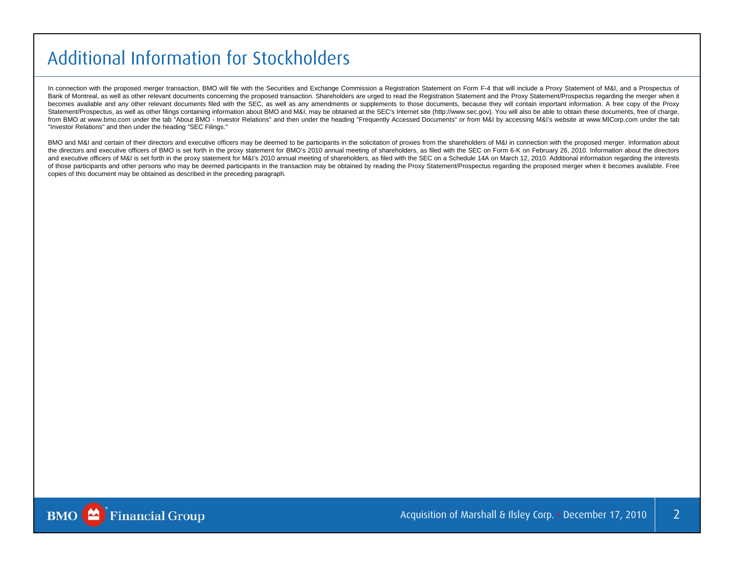# Additional Information for Stockholders

In connection with the proposed merger transaction, BMO will file with the Securities and Exchange Commission a Registration Statement on Form F-4 that will include a Proxy Statement of M&I, and a Prospectus of Bank of Montreal, as well as other relevant documents concerning the proposed transaction. Shareholders are urged to read the Registration Statement and the Proxy Statement/Prospectus regarding the merger when it becomes available and any other relevant documents filed with the SEC, as well as any amendments or supplements to those documents, because they will contain important information. A free copy of the Proxy Statement/Prospectus, as well as other filings containing information about BMO and M&I, may be obtained at the SEC's Internet site (http://www.sec.gov). You will also be able to obtain these documents, free of charge, from BMO at www.bmo.com under the tab "About BMO - Investor Relations" and then under the heading "Frequently Accessed Documents" or from M&I by accessing M&I's website at www.MICorp.com under the tab "Investor Relations" and then under the heading "SEC Filings."

BMO and M&I and certain of their directors and executive officers may be deemed to be participants in the solicitation of proxies from the shareholders of M&I in connection with the proposed merger. Information about the directors and executive officers of BMO is set forth in the proxy statement for BMO's 2010 annual meeting of shareholders, as filed with the SEC on Form 6-K on February 26, 2010. Information about the directors and executive officers of M&I is set forth in the proxy statement for M&I's 2010 annual meeting of shareholders, as filed with the SEC on a Schedule 14A on March 12, 2010. Additional information regarding the interests of those participants and other persons who may be deemed participants in the transaction may be obtained by reading the Proxy Statement/Prospectus regarding the proposed merger when it becomes available. Free copies of this document may be obtained as described in the preceding paragraph.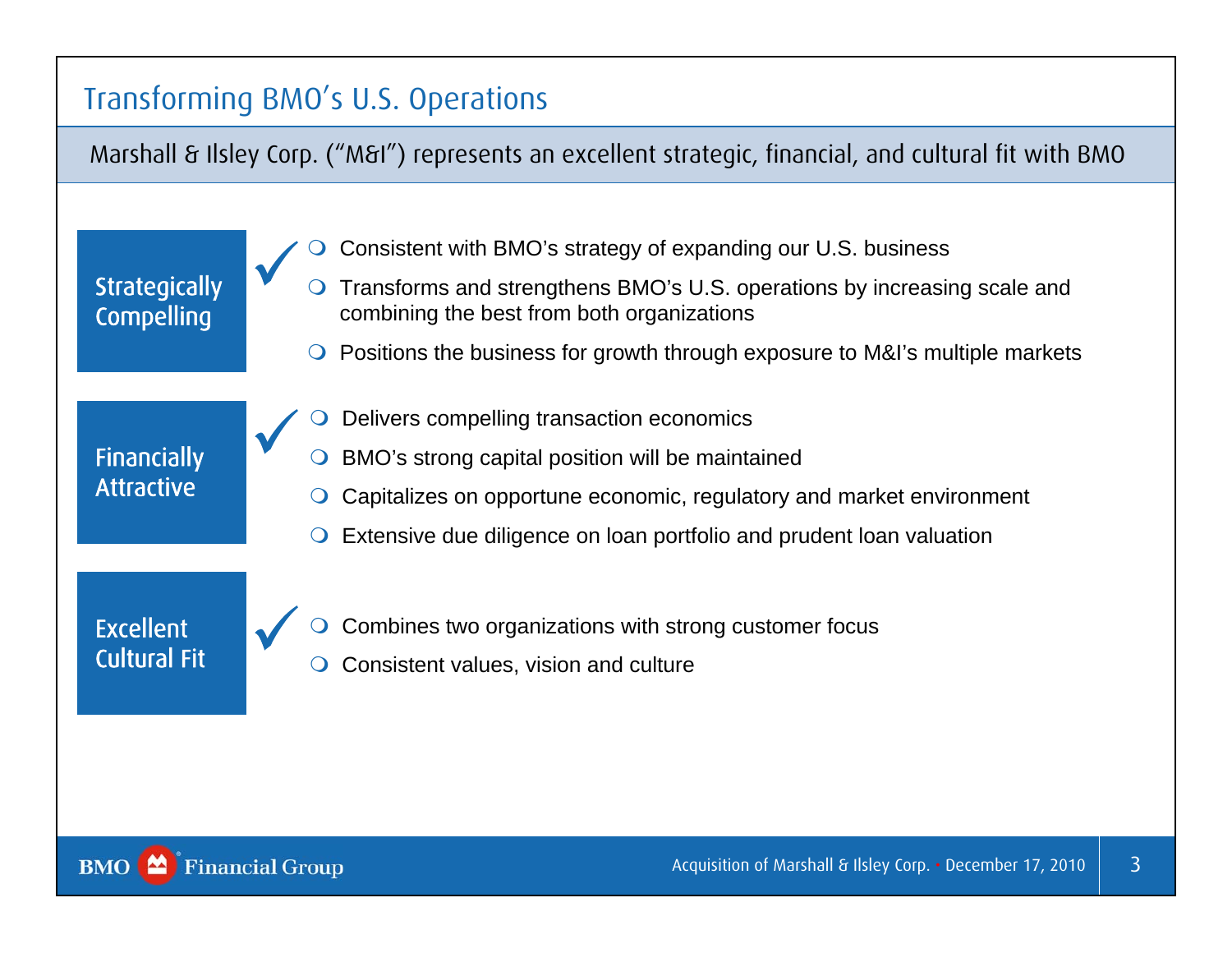# Transforming BMO's U.S. Operations

Marshall & Ilsley Corp. ("M&I") represents an excellent strategic, financial, and cultural fit with BMO

## Strategically Compelling ✓

- Consistent with BMO's strategy of expanding our U.S. business
- Transforms and strengthens BMO's U.S. operations by increasing scale and combining the best from both organizations
- Positions the business for growth through exposure to M&I's multiple markets

## Financially Attractive ✓

- Delivers compelling transaction economics
- BMO's strong capital position will be maintained
- Capitalizes on opportune economic, regulatory and market environment
- Extensive due diligence on loan portfolio and prudent loan valuation

## Excellent Cultural Fit ✓

- Combines two organizations with strong customer focus
- Consistent values, vision and culture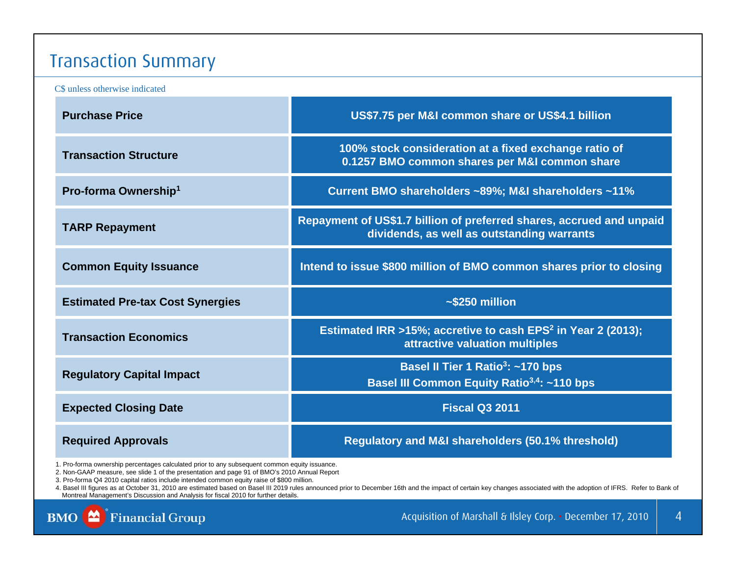# Transaction Summary

C$ unless otherwise indicated

| | |
|---|---|
| **Purchase Price** | **US$7.75 per M&I common share or US$4.1 billion** |
| **Transaction Structure** | **100% stock consideration at a fixed exchange ratio of 0.1257 BMO common shares per M&I common share** |
| **Pro-forma Ownership[1]** | **Current BMO shareholders ~89%; M&I shareholders ~11%** |
| **TARP Repayment** | **Repayment of US$1.7 billion of preferred shares, accrued and unpaid dividends, as well as outstanding warrants** |
| **Common Equity Issuance** | **Intend to issue $800 million of BMO common shares prior to closing** |
| **Estimated Pre-tax Cost Synergies** | **~$250 million** |
| **Transaction Economics** | **Estimated IRR >15%; accretive to cash EPS[2] in Year 2 (2013); attractive valuation multiples** |
| **Regulatory Capital Impact** | **Basel II Tier 1 Ratio[3]: ~170 bps**<br>**Basel III Common Equity Ratio[3,4]: ~110 bps** |
| **Expected Closing Date** | **Fiscal Q3 2011** |
| **Required Approvals** | **Regulatory and M&I shareholders (50.1% threshold)** |

1. Pro-forma ownership percentages calculated prior to any subsequent common equity issuance.
2. Non-GAAP measure, see slide 1 of the presentation and page 91 of BMO's 2010 Annual Report
3. Pro-forma Q4 2010 capital ratios include intended common equity raise of $800 million.
4. Basel III figures as at October 31, 2010 are estimated based on Basel III 2019 rules announced prior to December 16th and the impact of certain key changes associated with the adoption of IFRS. Refer to Bank of Montreal Management's Discussion and Analysis for fiscal 2010 for further details.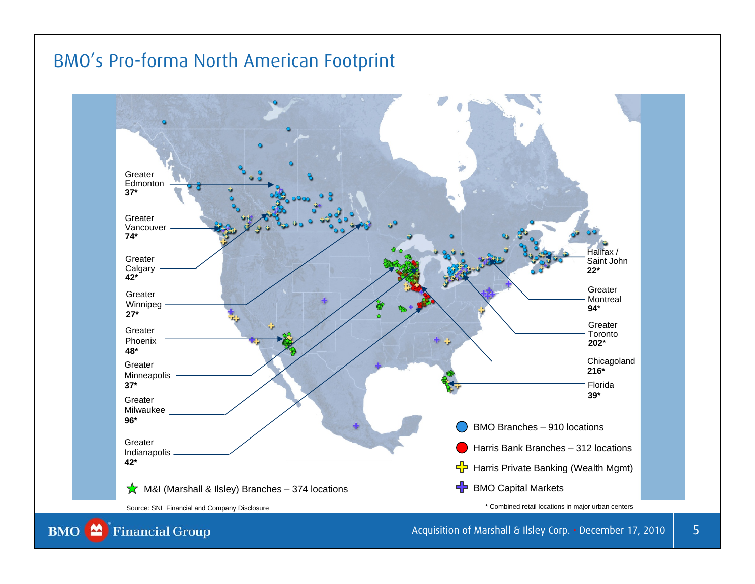# BMO's Pro-forma North American Footprint

Greater Edmonton
**37***

Greater Vancouver
**74***

Greater Calgary
**42***

Greater Winnipeg
**27***

Greater Phoenix
**48***

Greater Minneapolis
**37***

Greater Milwaukee
**96***

Greater Indianapolis
**42***

Halifax / Saint John
**22***

Greater Montreal
**94***

Greater Toronto
**202***

Chicagoland
**216***

Florida
**39***

BMO Branches – 910 locations

Harris Bank Branches – 312 locations

Harris Private Banking (Wealth Mgmt)

BMO Capital Markets

M&I (Marshall & Ilsley) Branches – 374 locations

Source: SNL Financial and Company Disclosure

* Combined retail locations in major urban centers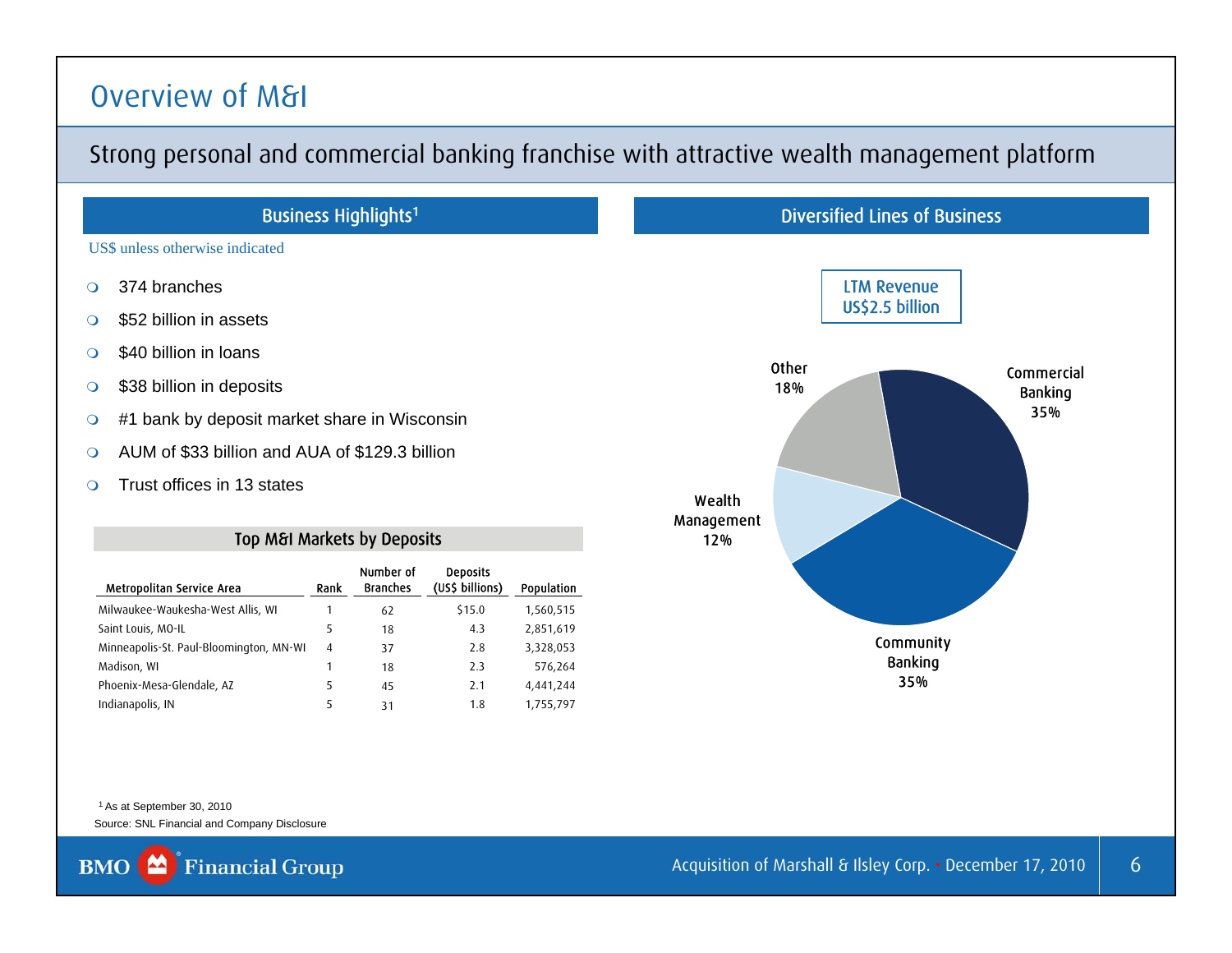# Overview of M&I

## Strong personal and commercial banking franchise with attractive wealth management platform

### Business Highlights[1]

US$ unless otherwise indicated

- 374 branches
- $52 billion in assets
- $40 billion in loans
- $38 billion in deposits
- #1 bank by deposit market share in Wisconsin
- AUM of $33 billion and AUA of $129.3 billion
- Trust offices in 13 states

**Top M&I Markets by Deposits**

| Metropolitan Service Area | Rank | Number of Branches | Deposits (US$ billions) | Population |
|---|---|---|---|---|
| Milwaukee-Waukesha-West Allis, WI | 1 | 62 | $15.0 | 1,560,515 |
| Saint Louis, MO-IL | 5 | 18 | 4.3 | 2,851,619 |
| Minneapolis-St. Paul-Bloomington, MN-WI | 4 | 37 | 2.8 | 3,328,053 |
| Madison, WI | 1 | 18 | 2.3 | 576,264 |
| Phoenix-Mesa-Glendale, AZ | 5 | 45 | 2.1 | 4,441,244 |
| Indianapolis, IN | 5 | 31 | 1.8 | 1,755,797 |

### Diversified Lines of Business

LTM Revenue
US$2.5 billion

Commercial Banking
35%

Community Banking
35%

Wealth Management
12%

Other
18%

[1] As at September 30, 2010

Source: SNL Financial and Company Disclosure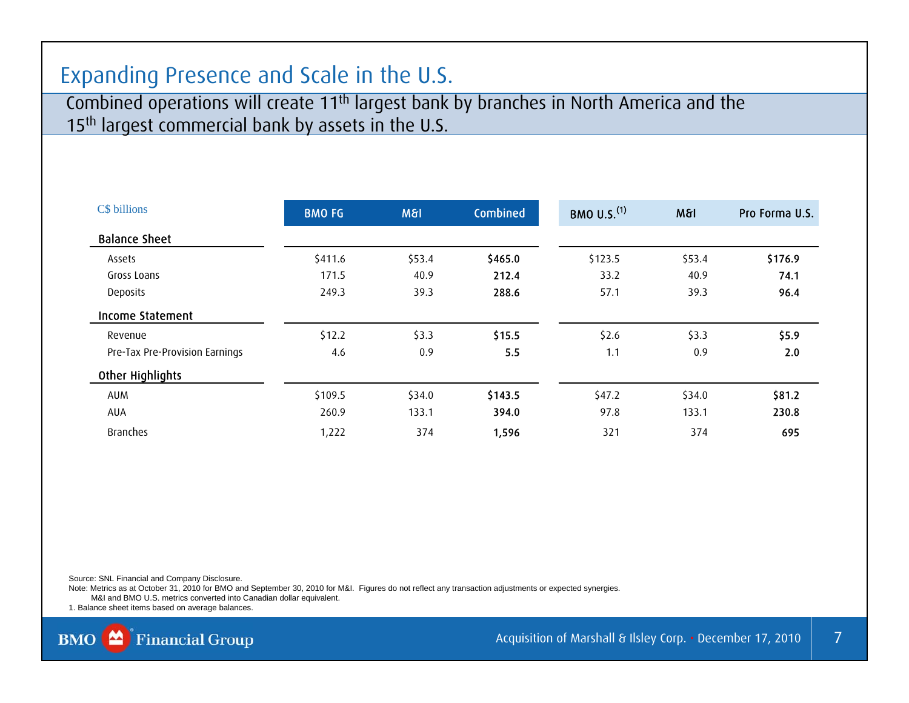# Expanding Presence and Scale in the U.S.

Combined operations will create 11th largest bank by branches in North America and the 15th largest commercial bank by assets in the U.S.

| C$ billions | BMO FG | M&I | Combined | BMO U.S.[1] | M&I | Pro Forma U.S. |
|---|---|---|---|---|---|---|
| **Balance Sheet** | | | | | | |
| Assets | $411.6 | $53.4 | **$465.0** | $123.5 | $53.4 | **$176.9** |
| Gross Loans | 171.5 | 40.9 | **212.4** | 33.2 | 40.9 | **74.1** |
| Deposits | 249.3 | 39.3 | **288.6** | 57.1 | 39.3 | **96.4** |
| **Income Statement** | | | | | | |
| Revenue | $12.2 | $3.3 | **$15.5** | $2.6 | $3.3 | **$5.9** |
| Pre-Tax Pre-Provision Earnings | 4.6 | 0.9 | **5.5** | 1.1 | 0.9 | **2.0** |
| **Other Highlights** | | | | | | |
| AUM | $109.5 | $34.0 | **$143.5** | $47.2 | $34.0 | **$81.2** |
| AUA | 260.9 | 133.1 | **394.0** | 97.8 | 133.1 | **230.8** |
| Branches | 1,222 | 374 | **1,596** | 321 | 374 | **695** |

Source: SNL Financial and Company Disclosure.
Note: Metrics as at October 31, 2010 for BMO and September 30, 2010 for M&I. Figures do not reflect any transaction adjustments or expected synergies.
M&I and BMO U.S. metrics converted into Canadian dollar equivalent.
1. Balance sheet items based on average balances.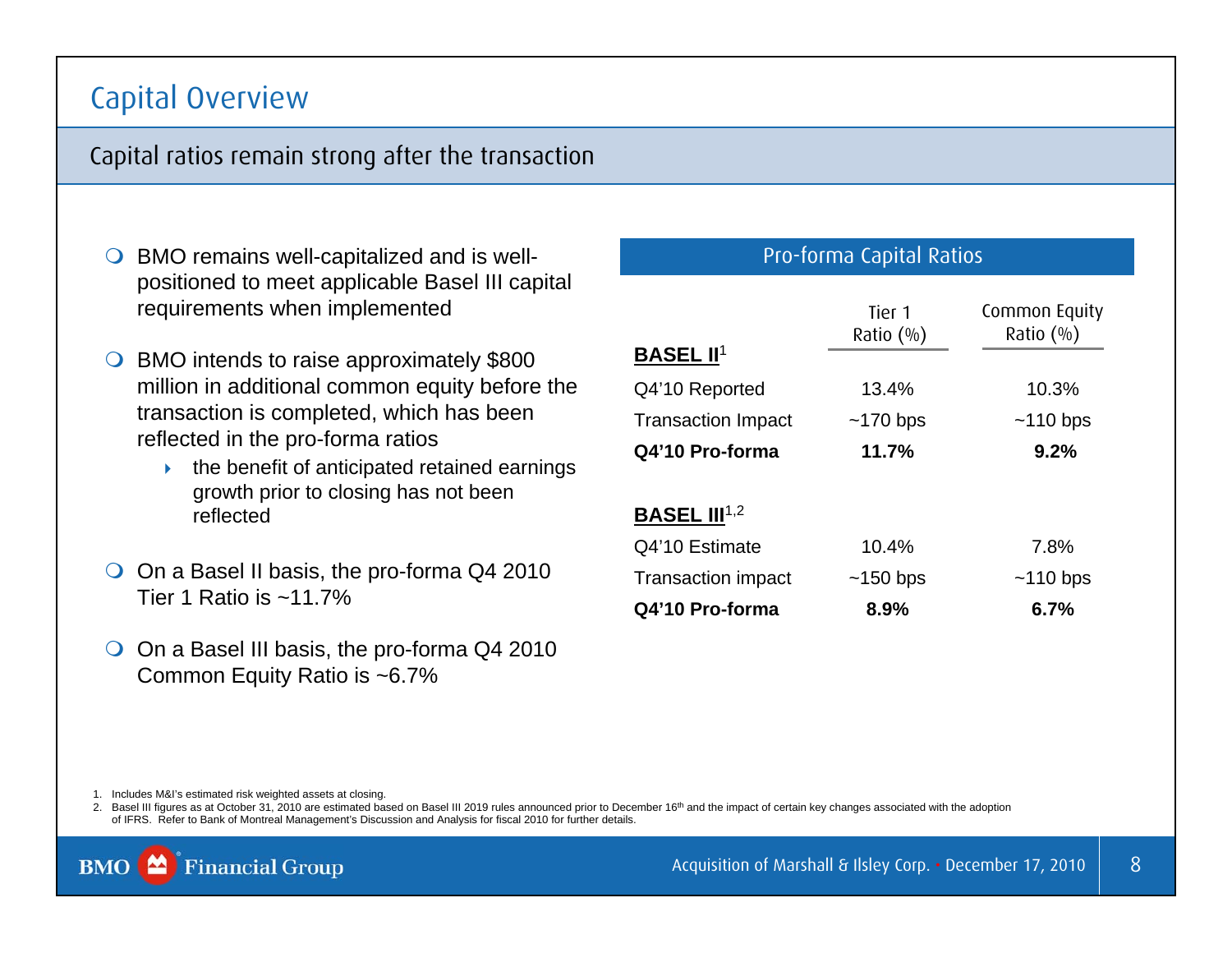# Capital Overview

## Capital ratios remain strong after the transaction

- BMO remains well-capitalized and is well-positioned to meet applicable Basel III capital requirements when implemented
- BMO intends to raise approximately $800 million in additional common equity before the transaction is completed, which has been reflected in the pro-forma ratios
  - the benefit of anticipated retained earnings growth prior to closing has not been reflected
- On a Basel II basis, the pro-forma Q4 2010 Tier 1 Ratio is ~11.7%
- On a Basel III basis, the pro-forma Q4 2010 Common Equity Ratio is ~6.7%

### Pro-forma Capital Ratios

| | Tier 1 Ratio (%) | Common Equity Ratio (%) |
|---|---|---|
| **BASEL II**[1] | | |
| Q4'10 Reported | 13.4% | 10.3% |
| Transaction Impact | ~170 bps | ~110 bps |
| **Q4'10 Pro-forma** | **11.7%** | **9.2%** |
| **BASEL III**[1,2] | | |
| Q4'10 Estimate | 10.4% | 7.8% |
| Transaction impact | ~150 bps | ~110 bps |
| **Q4'10 Pro-forma** | **8.9%** | **6.7%** |

1. Includes M&I's estimated risk weighted assets at closing.
2. Basel III figures as at October 31, 2010 are estimated based on Basel III 2019 rules announced prior to December 16th and the impact of certain key changes associated with the adoption of IFRS. Refer to Bank of Montreal Management's Discussion and Analysis for fiscal 2010 for further details.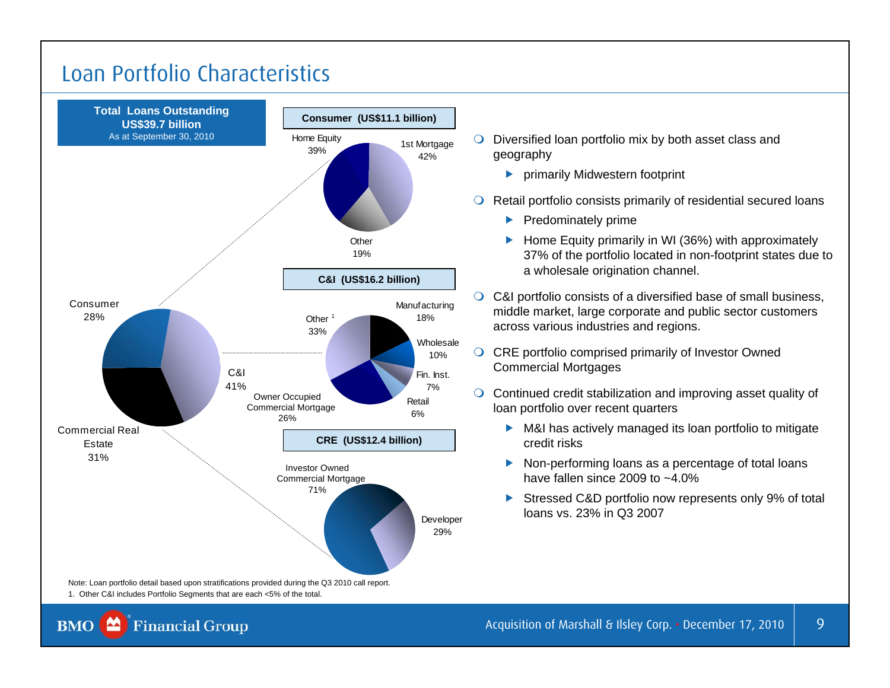# Loan Portfolio Characteristics

**Total Loans Outstanding**
**US$39.7 billion**
As at September 30, 2010

Consumer
28%

C&I
41%

Commercial Real Estate
31%

**Consumer (US$11.1 billion)**

Home Equity
39%

1st Mortgage
42%

Other
19%

**C&I (US$16.2 billion)**

Other [1]
33%

Manufacturing
18%

Wholesale
10%

Fin. Inst.
7%

Retail
6%

Owner Occupied Commercial Mortgage
26%

**CRE (US$12.4 billion)**

Investor Owned Commercial Mortgage
71%

Developer
29%

- Diversified loan portfolio mix by both asset class and geography
  - primarily Midwestern footprint
- Retail portfolio consists primarily of residential secured loans
  - Predominately prime
  - Home Equity primarily in WI (36%) with approximately 37% of the portfolio located in non-footprint states due to a wholesale origination channel.
- C&I portfolio consists of a diversified base of small business, middle market, large corporate and public sector customers across various industries and regions.
- CRE portfolio comprised primarily of Investor Owned Commercial Mortgages
- Continued credit stabilization and improving asset quality of loan portfolio over recent quarters
  - M&I has actively managed its loan portfolio to mitigate credit risks
  - Non-performing loans as a percentage of total loans have fallen since 2009 to ~4.0%
  - Stressed C&D portfolio now represents only 9% of total loans vs. 23% in Q3 2007

Note: Loan portfolio detail based upon stratifications provided during the Q3 2010 call report.

1. Other C&I includes Portfolio Segments that are each <5% of the total.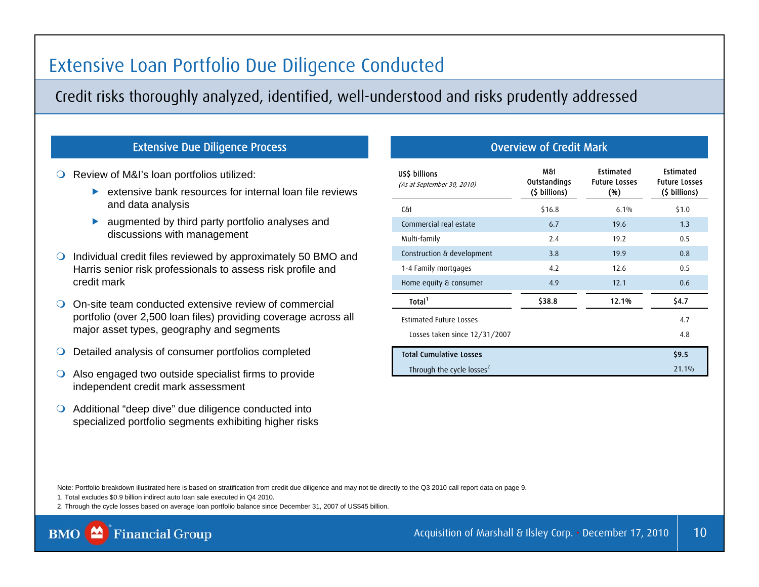# Extensive Loan Portfolio Due Diligence Conducted

## Credit risks thoroughly analyzed, identified, well-understood and risks prudently addressed

### Extensive Due Diligence Process

- Review of M&I's loan portfolios utilized:
  - extensive bank resources for internal loan file reviews and data analysis
  - augmented by third party portfolio analyses and discussions with management
- Individual credit files reviewed by approximately 50 BMO and Harris senior risk professionals to assess risk profile and credit mark
- On-site team conducted extensive review of commercial portfolio (over 2,500 loan files) providing coverage across all major asset types, geography and segments
- Detailed analysis of consumer portfolios completed
- Also engaged two outside specialist firms to provide independent credit mark assessment
- Additional "deep dive" due diligence conducted into specialized portfolio segments exhibiting higher risks

### Overview of Credit Mark

| US$ billions *(As at September 30, 2010)* | M&I Outstandings ($ billions) | Estimated Future Losses (%) | Estimated Future Losses ($ billions) |
|---|---|---|---|
| C&I | $16.8 | 6.1% | $1.0 |
| Commercial real estate | 6.7 | 19.6 | 1.3 |
| Multi-family | 2.4 | 19.2 | 0.5 |
| Construction & development | 3.8 | 19.9 | 0.8 |
| 1-4 Family mortgages | 4.2 | 12.6 | 0.5 |
| Home equity & consumer | 4.9 | 12.1 | 0.6 |
| **Total[1]** | **$38.8** | **12.1%** | **$4.7** |
| Estimated Future Losses | | | 4.7 |
| Losses taken since 12/31/2007 | | | 4.8 |
| **Total Cumulative Losses** | | | **$9.5** |
| Through the cycle losses[2] | | | 21.1% |

Note: Portfolio breakdown illustrated here is based on stratification from credit due diligence and may not tie directly to the Q3 2010 call report data on page 9.

1. Total excludes $0.9 billion indirect auto loan sale executed in Q4 2010.
2. Through the cycle losses based on average loan portfolio balance since December 31, 2007 of US$45 billion.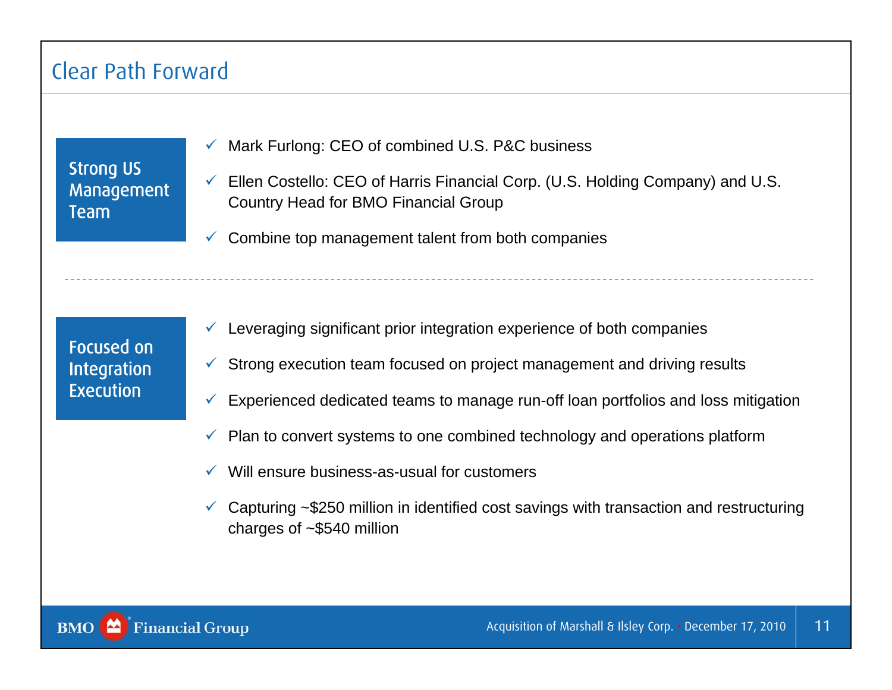# Clear Path Forward

## Strong US Management Team

- ✓ Mark Furlong: CEO of combined U.S. P&C business
- ✓ Ellen Costello: CEO of Harris Financial Corp. (U.S. Holding Company) and U.S. Country Head for BMO Financial Group
- ✓ Combine top management talent from both companies

## Focused on Integration Execution

- ✓ Leveraging significant prior integration experience of both companies
- ✓ Strong execution team focused on project management and driving results
- ✓ Experienced dedicated teams to manage run-off loan portfolios and loss mitigation
- ✓ Plan to convert systems to one combined technology and operations platform
- ✓ Will ensure business-as-usual for customers
- ✓ Capturing ~$250 million in identified cost savings with transaction and restructuring charges of ~$540 million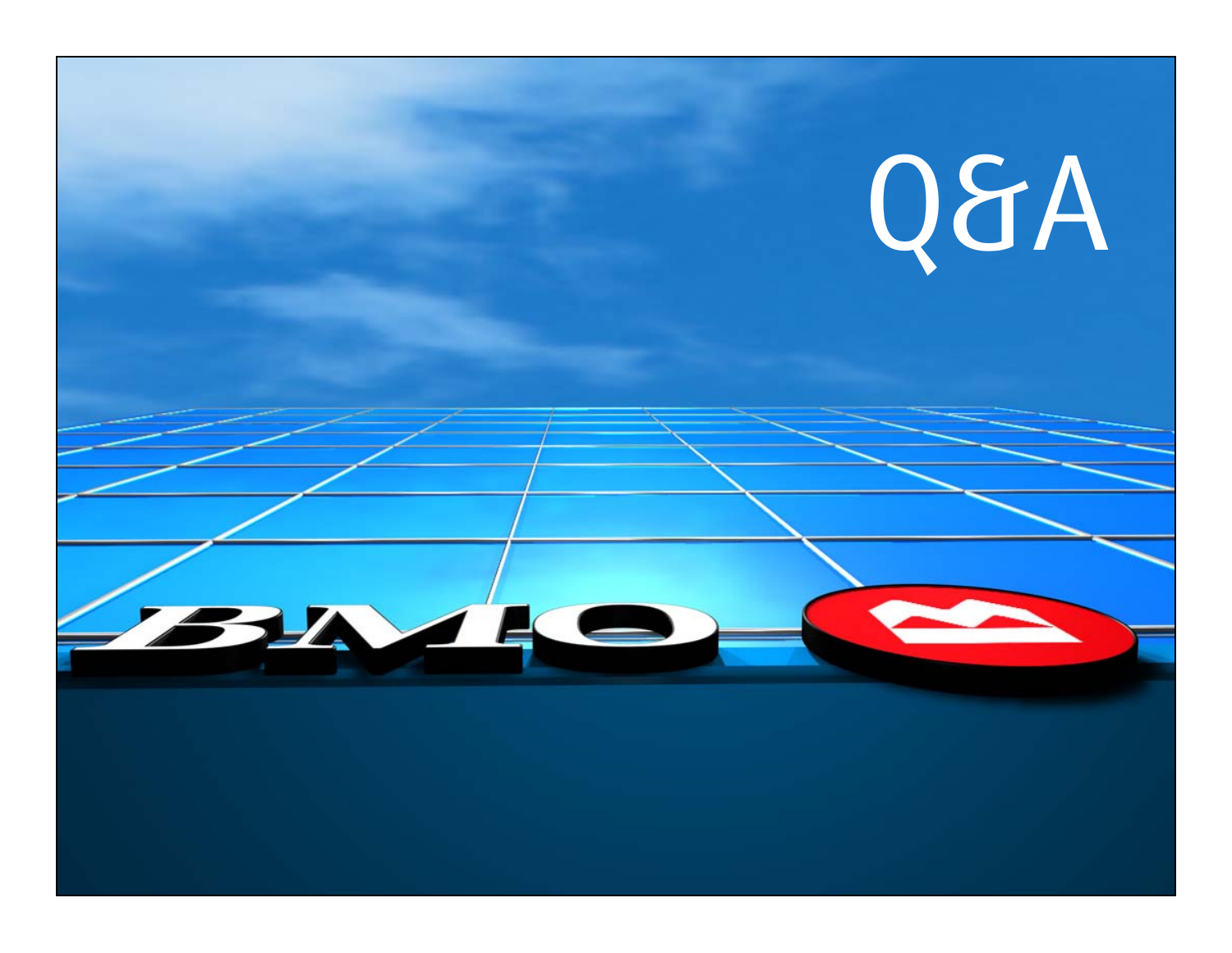# Q&A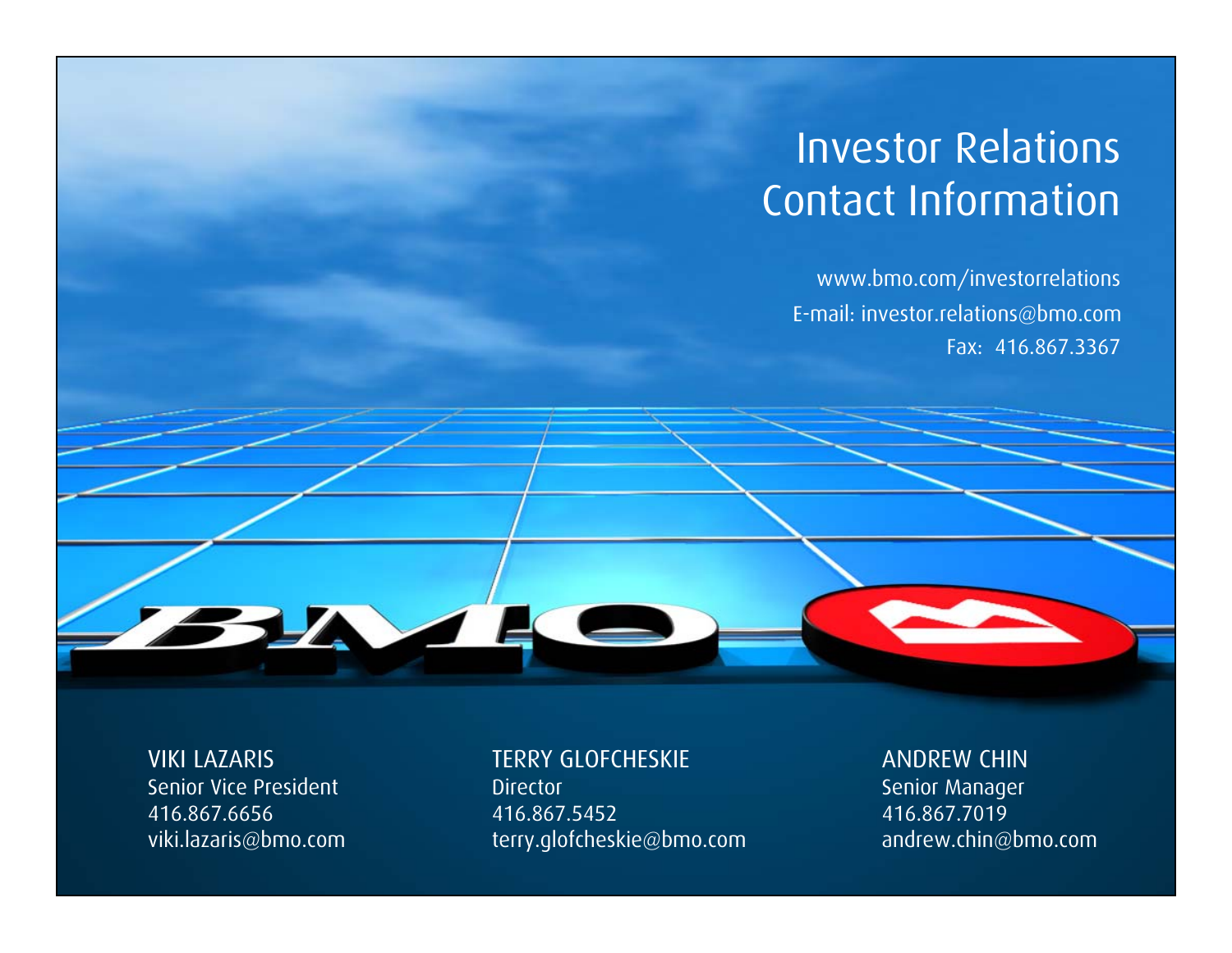# Investor Relations Contact Information

www.bmo.com/investorrelations

E-mail: investor.relations@bmo.com

Fax: 416.867.3367

VIKI LAZARIS
Senior Vice President
416.867.6656
viki.lazaris@bmo.com

TERRY GLOFCHESKIE
Director
416.867.5452
terry.glofcheskie@bmo.com

ANDREW CHIN
Senior Manager
416.867.7019
andrew.chin@bmo.com